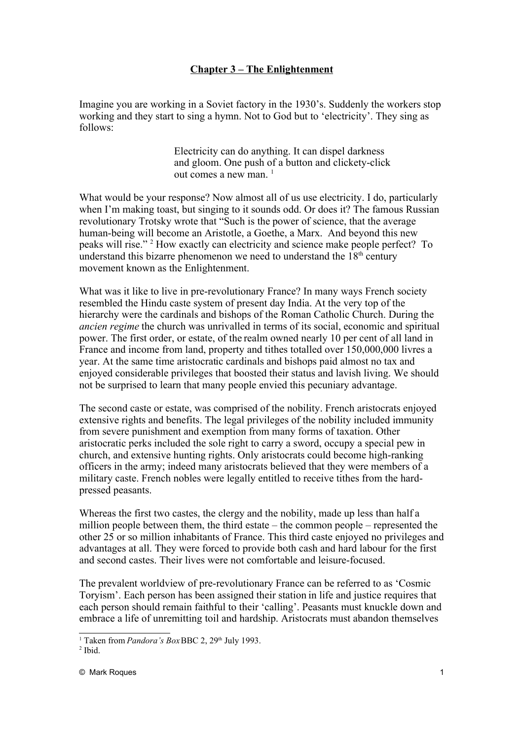# Chapter 3 – The Enlightenment

Imagine you are working in a Soviet factory in the 1930's. Suddenly the workers stop working and they start to sing a hymn. Not to God but to 'electricity'. They sing as follows:

> Electricity can do anything. It can dispel darkness and gloom. One push of a button and clickety-click out comes a new man. [1]

What would be your response? Now almost all of us use electricity. I do, particularly when I'm making toast, but singing to it sounds odd. Or does it? The famous Russian revolutionary Trotsky wrote that "Such is the power of science, that the average human-being will become an Aristotle, a Goethe, a Marx. And beyond this new peaks will rise." [2] How exactly can electricity and science make people perfect? To understand this bizarre phenomenon we need to understand the 18th century movement known as the Enlightenment.

What was it like to live in pre-revolutionary France? In many ways French society resembled the Hindu caste system of present day India. At the very top of the hierarchy were the cardinals and bishops of the Roman Catholic Church. During the *ancien regime* the church was unrivalled in terms of its social, economic and spiritual power. The first order, or estate, of the realm owned nearly 10 per cent of all land in France and income from land, property and tithes totalled over 150,000,000 livres a year. At the same time aristocratic cardinals and bishops paid almost no tax and enjoyed considerable privileges that boosted their status and lavish living. We should not be surprised to learn that many people envied this pecuniary advantage.

The second caste or estate, was comprised of the nobility. French aristocrats enjoyed extensive rights and benefits. The legal privileges of the nobility included immunity from severe punishment and exemption from many forms of taxation. Other aristocratic perks included the sole right to carry a sword, occupy a special pew in church, and extensive hunting rights. Only aristocrats could become high-ranking officers in the army; indeed many aristocrats believed that they were members of a military caste. French nobles were legally entitled to receive tithes from the hard-pressed peasants.

Whereas the first two castes, the clergy and the nobility, made up less than half a million people between them, the third estate – the common people – represented the other 25 or so million inhabitants of France. This third caste enjoyed no privileges and advantages at all. They were forced to provide both cash and hard labour for the first and second castes. Their lives were not comfortable and leisure-focused.

The prevalent worldview of pre-revolutionary France can be referred to as 'Cosmic Toryism'. Each person has been assigned their station in life and justice requires that each person should remain faithful to their 'calling'. Peasants must knuckle down and embrace a life of unremitting toil and hardship. Aristocrats must abandon themselves

---

[1] Taken from *Pandora's Box* BBC 2, 29th July 1993.

[2] Ibid.

© Mark Roques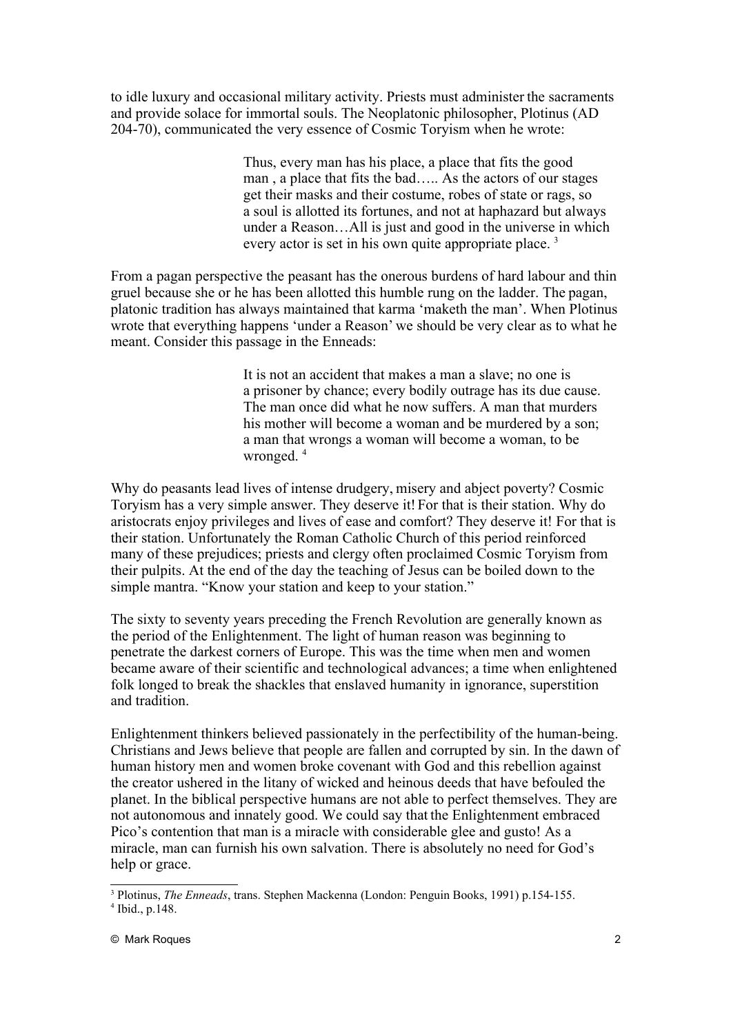to idle luxury and occasional military activity. Priests must administer the sacraments and provide solace for immortal souls. The Neoplatonic philosopher, Plotinus (AD 204-70), communicated the very essence of Cosmic Toryism when he wrote:

> Thus, every man has his place, a place that fits the good man , a place that fits the bad….. As the actors of our stages get their masks and their costume, robes of state or rags, so a soul is allotted its fortunes, and not at haphazard but always under a Reason…All is just and good in the universe in which every actor is set in his own quite appropriate place. [3]

From a pagan perspective the peasant has the onerous burdens of hard labour and thin gruel because she or he has been allotted this humble rung on the ladder. The pagan, platonic tradition has always maintained that karma 'maketh the man'. When Plotinus wrote that everything happens 'under a Reason' we should be very clear as to what he meant. Consider this passage in the Enneads:

> It is not an accident that makes a man a slave; no one is a prisoner by chance; every bodily outrage has its due cause. The man once did what he now suffers. A man that murders his mother will become a woman and be murdered by a son; a man that wrongs a woman will become a woman, to be wronged. [4]

Why do peasants lead lives of intense drudgery, misery and abject poverty? Cosmic Toryism has a very simple answer. They deserve it! For that is their station. Why do aristocrats enjoy privileges and lives of ease and comfort? They deserve it! For that is their station. Unfortunately the Roman Catholic Church of this period reinforced many of these prejudices; priests and clergy often proclaimed Cosmic Toryism from their pulpits. At the end of the day the teaching of Jesus can be boiled down to the simple mantra. "Know your station and keep to your station."

The sixty to seventy years preceding the French Revolution are generally known as the period of the Enlightenment. The light of human reason was beginning to penetrate the darkest corners of Europe. This was the time when men and women became aware of their scientific and technological advances; a time when enlightened folk longed to break the shackles that enslaved humanity in ignorance, superstition and tradition.

Enlightenment thinkers believed passionately in the perfectibility of the human-being. Christians and Jews believe that people are fallen and corrupted by sin. In the dawn of human history men and women broke covenant with God and this rebellion against the creator ushered in the litany of wicked and heinous deeds that have befouled the planet. In the biblical perspective humans are not able to perfect themselves. They are not autonomous and innately good. We could say that the Enlightenment embraced Pico's contention that man is a miracle with considerable glee and gusto! As a miracle, man can furnish his own salvation. There is absolutely no need for God's help or grace.

---

[3] Plotinus, *The Enneads*, trans. Stephen Mackenna (London: Penguin Books, 1991) p.154-155.
[4] Ibid., p.148.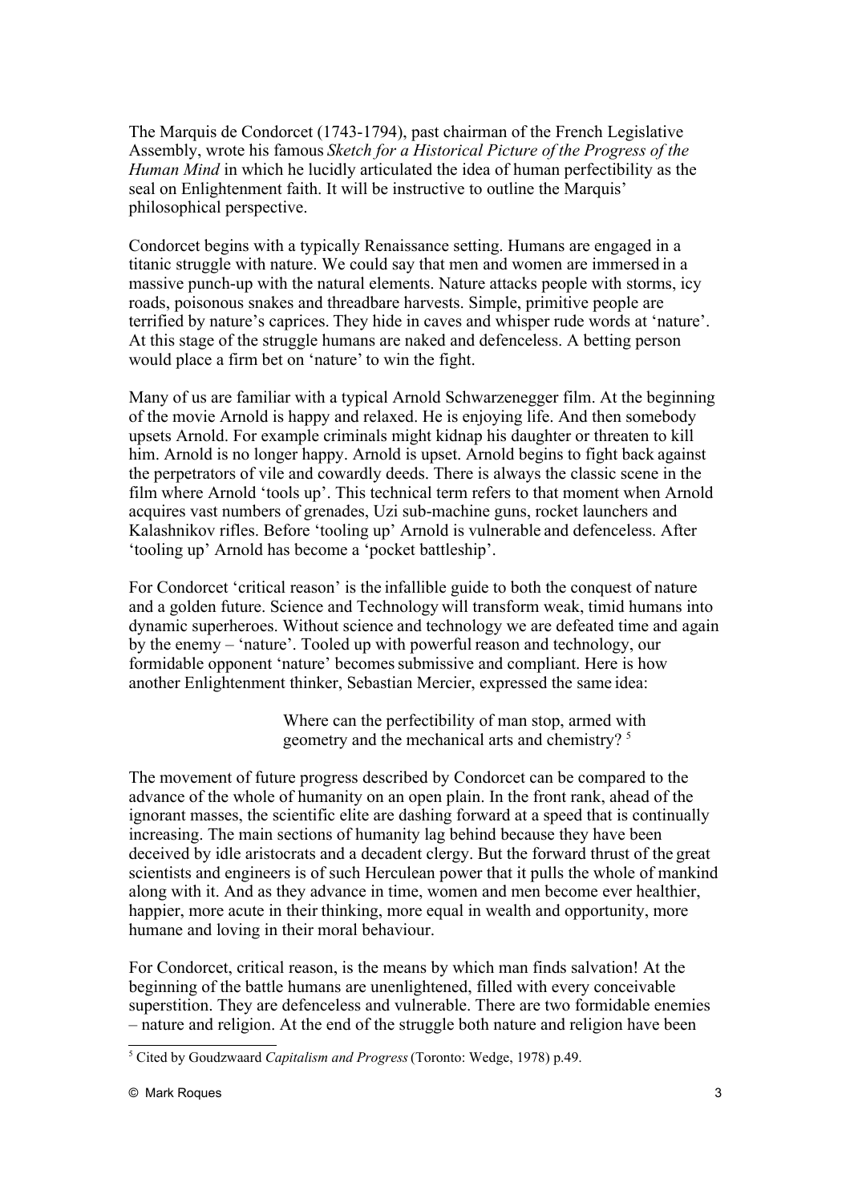The Marquis de Condorcet (1743-1794), past chairman of the French Legislative Assembly, wrote his famous *Sketch for a Historical Picture of the Progress of the Human Mind* in which he lucidly articulated the idea of human perfectibility as the seal on Enlightenment faith. It will be instructive to outline the Marquis' philosophical perspective.

Condorcet begins with a typically Renaissance setting. Humans are engaged in a titanic struggle with nature. We could say that men and women are immersed in a massive punch-up with the natural elements. Nature attacks people with storms, icy roads, poisonous snakes and threadbare harvests. Simple, primitive people are terrified by nature's caprices. They hide in caves and whisper rude words at 'nature'. At this stage of the struggle humans are naked and defenceless. A betting person would place a firm bet on 'nature' to win the fight.

Many of us are familiar with a typical Arnold Schwarzenegger film. At the beginning of the movie Arnold is happy and relaxed. He is enjoying life. And then somebody upsets Arnold. For example criminals might kidnap his daughter or threaten to kill him. Arnold is no longer happy. Arnold is upset. Arnold begins to fight back against the perpetrators of vile and cowardly deeds. There is always the classic scene in the film where Arnold 'tools up'. This technical term refers to that moment when Arnold acquires vast numbers of grenades, Uzi sub-machine guns, rocket launchers and Kalashnikov rifles. Before 'tooling up' Arnold is vulnerable and defenceless. After 'tooling up' Arnold has become a 'pocket battleship'.

For Condorcet 'critical reason' is the infallible guide to both the conquest of nature and a golden future. Science and Technology will transform weak, timid humans into dynamic superheroes. Without science and technology we are defeated time and again by the enemy – 'nature'. Tooled up with powerful reason and technology, our formidable opponent 'nature' becomes submissive and compliant. Here is how another Enlightenment thinker, Sebastian Mercier, expressed the same idea:

> Where can the perfectibility of man stop, armed with geometry and the mechanical arts and chemistry? [5]

The movement of future progress described by Condorcet can be compared to the advance of the whole of humanity on an open plain. In the front rank, ahead of the ignorant masses, the scientific elite are dashing forward at a speed that is continually increasing. The main sections of humanity lag behind because they have been deceived by idle aristocrats and a decadent clergy. But the forward thrust of the great scientists and engineers is of such Herculean power that it pulls the whole of mankind along with it. And as they advance in time, women and men become ever healthier, happier, more acute in their thinking, more equal in wealth and opportunity, more humane and loving in their moral behaviour.

For Condorcet, critical reason, is the means by which man finds salvation! At the beginning of the battle humans are unenlightened, filled with every conceivable superstition. They are defenceless and vulnerable. There are two formidable enemies – nature and religion. At the end of the struggle both nature and religion have been

[5] Cited by Goudzwaard *Capitalism and Progress* (Toronto: Wedge, 1978) p.49.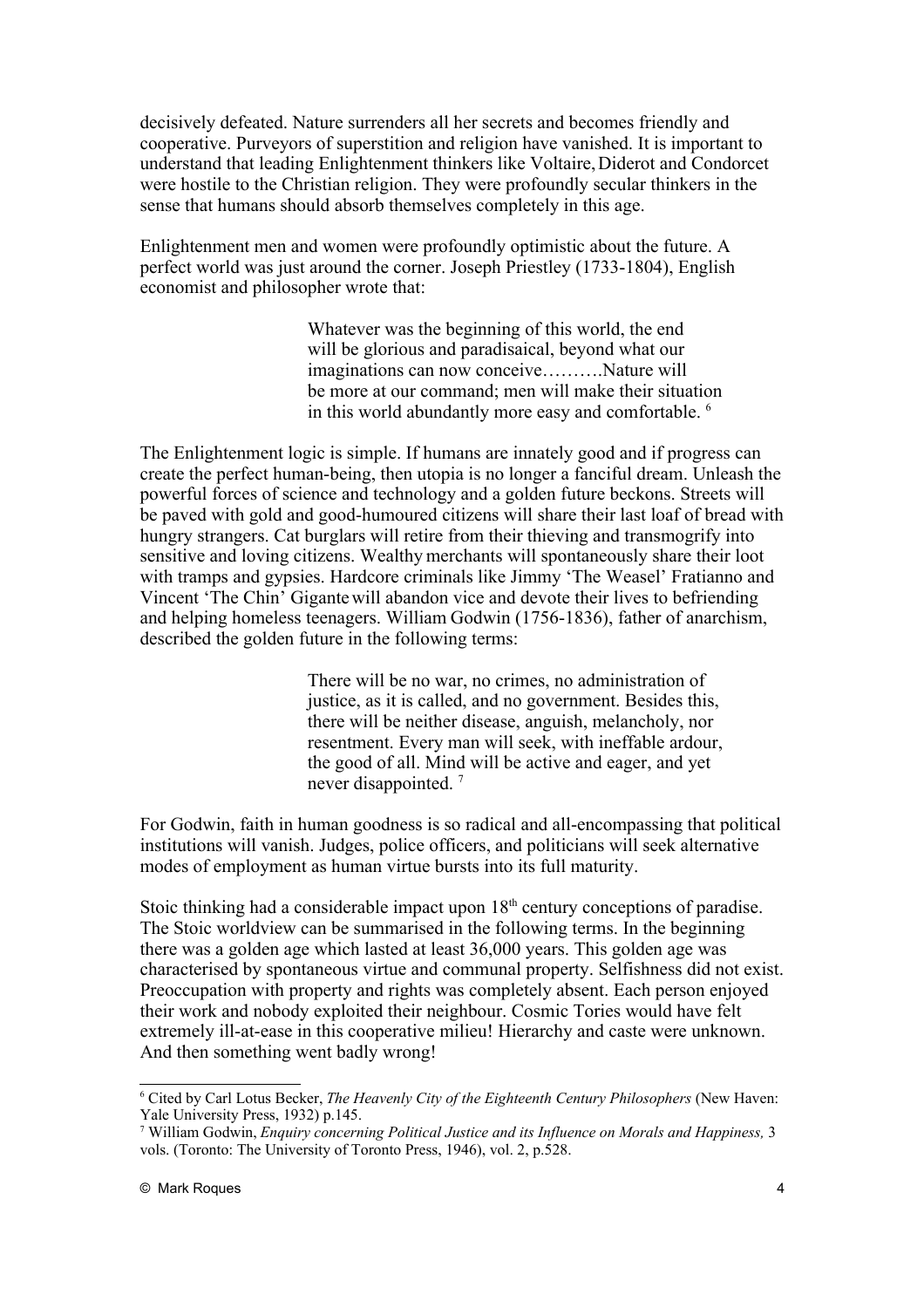decisively defeated. Nature surrenders all her secrets and becomes friendly and cooperative. Purveyors of superstition and religion have vanished. It is important to understand that leading Enlightenment thinkers like Voltaire, Diderot and Condorcet were hostile to the Christian religion. They were profoundly secular thinkers in the sense that humans should absorb themselves completely in this age.

Enlightenment men and women were profoundly optimistic about the future. A perfect world was just around the corner. Joseph Priestley (1733-1804), English economist and philosopher wrote that:

> Whatever was the beginning of this world, the end will be glorious and paradisaical, beyond what our imaginations can now conceive……….Nature will be more at our command; men will make their situation in this world abundantly more easy and comfortable. [6]

The Enlightenment logic is simple. If humans are innately good and if progress can create the perfect human-being, then utopia is no longer a fanciful dream. Unleash the powerful forces of science and technology and a golden future beckons. Streets will be paved with gold and good-humoured citizens will share their last loaf of bread with hungry strangers. Cat burglars will retire from their thieving and transmogrify into sensitive and loving citizens. Wealthy merchants will spontaneously share their loot with tramps and gypsies. Hardcore criminals like Jimmy 'The Weasel' Fratianno and Vincent 'The Chin' Gigante will abandon vice and devote their lives to befriending and helping homeless teenagers. William Godwin (1756-1836), father of anarchism, described the golden future in the following terms:

> There will be no war, no crimes, no administration of justice, as it is called, and no government. Besides this, there will be neither disease, anguish, melancholy, nor resentment. Every man will seek, with ineffable ardour, the good of all. Mind will be active and eager, and yet never disappointed. [7]

For Godwin, faith in human goodness is so radical and all-encompassing that political institutions will vanish. Judges, police officers, and politicians will seek alternative modes of employment as human virtue bursts into its full maturity.

Stoic thinking had a considerable impact upon 18th century conceptions of paradise. The Stoic worldview can be summarised in the following terms. In the beginning there was a golden age which lasted at least 36,000 years. This golden age was characterised by spontaneous virtue and communal property. Selfishness did not exist. Preoccupation with property and rights was completely absent. Each person enjoyed their work and nobody exploited their neighbour. Cosmic Tories would have felt extremely ill-at-ease in this cooperative milieu! Hierarchy and caste were unknown. And then something went badly wrong!

---

[6] Cited by Carl Lotus Becker, *The Heavenly City of the Eighteenth Century Philosophers* (New Haven: Yale University Press, 1932) p.145.

[7] William Godwin, *Enquiry concerning Political Justice and its Influence on Morals and Happiness,* 3 vols. (Toronto: The University of Toronto Press, 1946), vol. 2, p.528.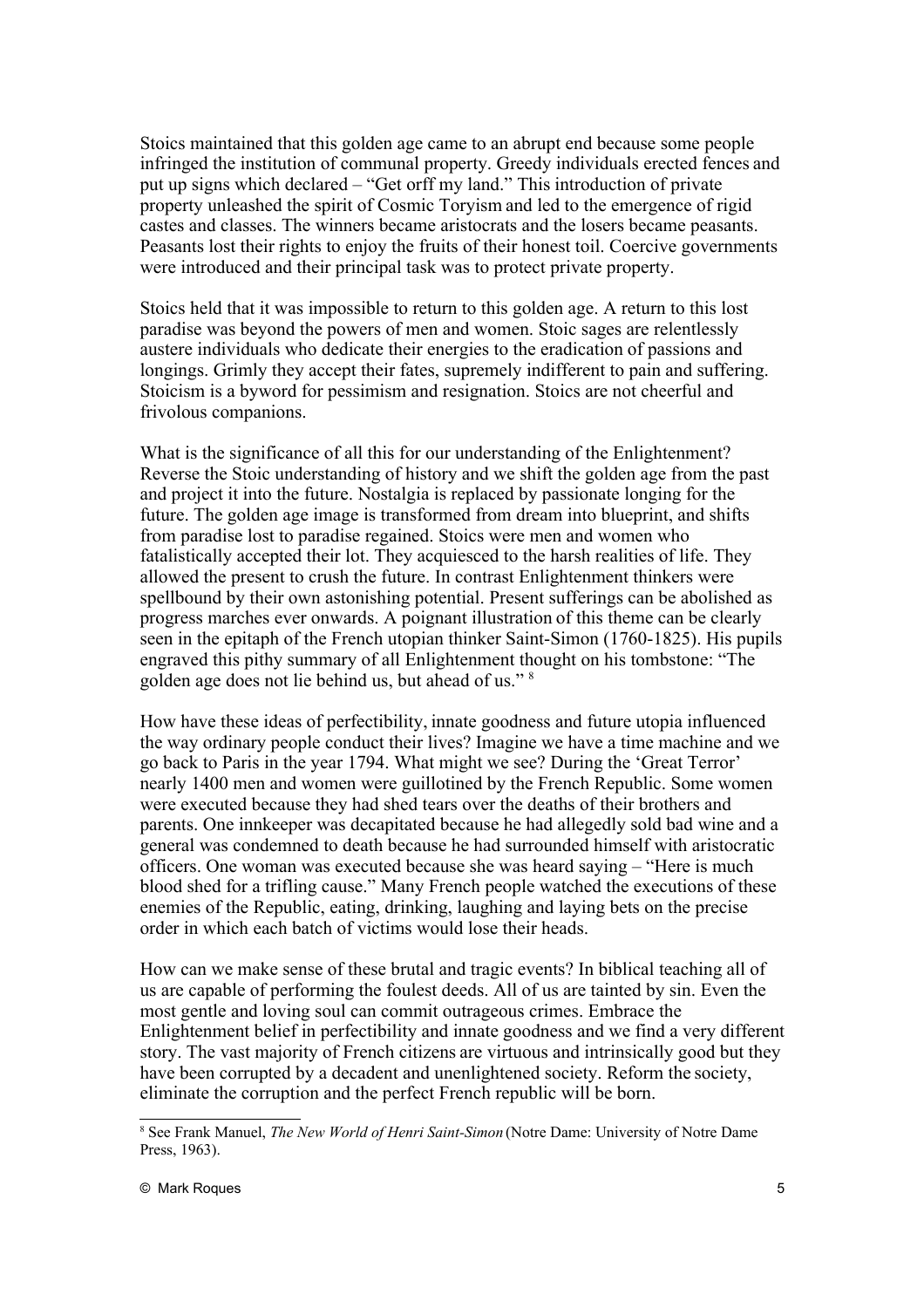Stoics maintained that this golden age came to an abrupt end because some people infringed the institution of communal property. Greedy individuals erected fences and put up signs which declared – "Get orff my land." This introduction of private property unleashed the spirit of Cosmic Toryism and led to the emergence of rigid castes and classes. The winners became aristocrats and the losers became peasants. Peasants lost their rights to enjoy the fruits of their honest toil. Coercive governments were introduced and their principal task was to protect private property.

Stoics held that it was impossible to return to this golden age. A return to this lost paradise was beyond the powers of men and women. Stoic sages are relentlessly austere individuals who dedicate their energies to the eradication of passions and longings. Grimly they accept their fates, supremely indifferent to pain and suffering. Stoicism is a byword for pessimism and resignation. Stoics are not cheerful and frivolous companions.

What is the significance of all this for our understanding of the Enlightenment? Reverse the Stoic understanding of history and we shift the golden age from the past and project it into the future. Nostalgia is replaced by passionate longing for the future. The golden age image is transformed from dream into blueprint, and shifts from paradise lost to paradise regained. Stoics were men and women who fatalistically accepted their lot. They acquiesced to the harsh realities of life. They allowed the present to crush the future. In contrast Enlightenment thinkers were spellbound by their own astonishing potential. Present sufferings can be abolished as progress marches ever onwards. A poignant illustration of this theme can be clearly seen in the epitaph of the French utopian thinker Saint-Simon (1760-1825). His pupils engraved this pithy summary of all Enlightenment thought on his tombstone: "The golden age does not lie behind us, but ahead of us." [8]

How have these ideas of perfectibility, innate goodness and future utopia influenced the way ordinary people conduct their lives? Imagine we have a time machine and we go back to Paris in the year 1794. What might we see? During the 'Great Terror' nearly 1400 men and women were guillotined by the French Republic. Some women were executed because they had shed tears over the deaths of their brothers and parents. One innkeeper was decapitated because he had allegedly sold bad wine and a general was condemned to death because he had surrounded himself with aristocratic officers. One woman was executed because she was heard saying – "Here is much blood shed for a trifling cause." Many French people watched the executions of these enemies of the Republic, eating, drinking, laughing and laying bets on the precise order in which each batch of victims would lose their heads.

How can we make sense of these brutal and tragic events? In biblical teaching all of us are capable of performing the foulest deeds. All of us are tainted by sin. Even the most gentle and loving soul can commit outrageous crimes. Embrace the Enlightenment belief in perfectibility and innate goodness and we find a very different story. The vast majority of French citizens are virtuous and intrinsically good but they have been corrupted by a decadent and unenlightened society. Reform the society, eliminate the corruption and the perfect French republic will be born.

---

[8] See Frank Manuel, *The New World of Henri Saint-Simon* (Notre Dame: University of Notre Dame Press, 1963).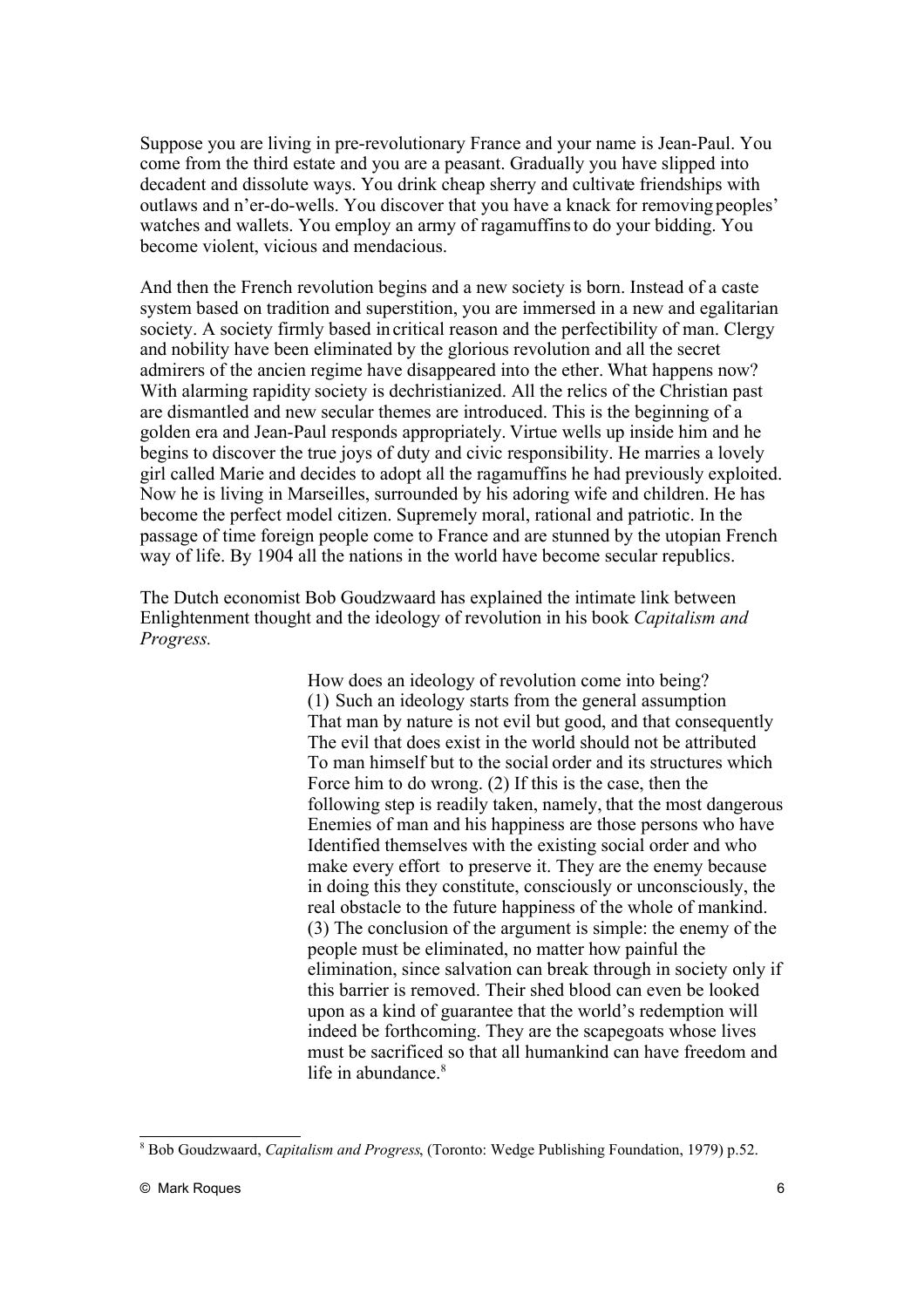Suppose you are living in pre-revolutionary France and your name is Jean-Paul. You come from the third estate and you are a peasant. Gradually you have slipped into decadent and dissolute ways. You drink cheap sherry and cultivate friendships with outlaws and n'er-do-wells. You discover that you have a knack for removing peoples' watches and wallets. You employ an army of ragamuffins to do your bidding. You become violent, vicious and mendacious.

And then the French revolution begins and a new society is born. Instead of a caste system based on tradition and superstition, you are immersed in a new and egalitarian society. A society firmly based in critical reason and the perfectibility of man. Clergy and nobility have been eliminated by the glorious revolution and all the secret admirers of the ancien regime have disappeared into the ether. What happens now? With alarming rapidity society is dechristianized. All the relics of the Christian past are dismantled and new secular themes are introduced. This is the beginning of a golden era and Jean-Paul responds appropriately. Virtue wells up inside him and he begins to discover the true joys of duty and civic responsibility. He marries a lovely girl called Marie and decides to adopt all the ragamuffins he had previously exploited. Now he is living in Marseilles, surrounded by his adoring wife and children. He has become the perfect model citizen. Supremely moral, rational and patriotic. In the passage of time foreign people come to France and are stunned by the utopian French way of life. By 1904 all the nations in the world have become secular republics.

The Dutch economist Bob Goudzwaard has explained the intimate link between Enlightenment thought and the ideology of revolution in his book *Capitalism and Progress.*

> How does an ideology of revolution come into being? (1) Such an ideology starts from the general assumption That man by nature is not evil but good, and that consequently The evil that does exist in the world should not be attributed To man himself but to the social order and its structures which Force him to do wrong. (2) If this is the case, then the following step is readily taken, namely, that the most dangerous Enemies of man and his happiness are those persons who have Identified themselves with the existing social order and who make every effort to preserve it. They are the enemy because in doing this they constitute, consciously or unconsciously, the real obstacle to the future happiness of the whole of mankind. (3) The conclusion of the argument is simple: the enemy of the people must be eliminated, no matter how painful the elimination, since salvation can break through in society only if this barrier is removed. Their shed blood can even be looked upon as a kind of guarantee that the world's redemption will indeed be forthcoming. They are the scapegoats whose lives must be sacrificed so that all humankind can have freedom and life in abundance.[8]

---

[8] Bob Goudzwaard, *Capitalism and Progress*, (Toronto: Wedge Publishing Foundation, 1979) p.52.

© Mark Roques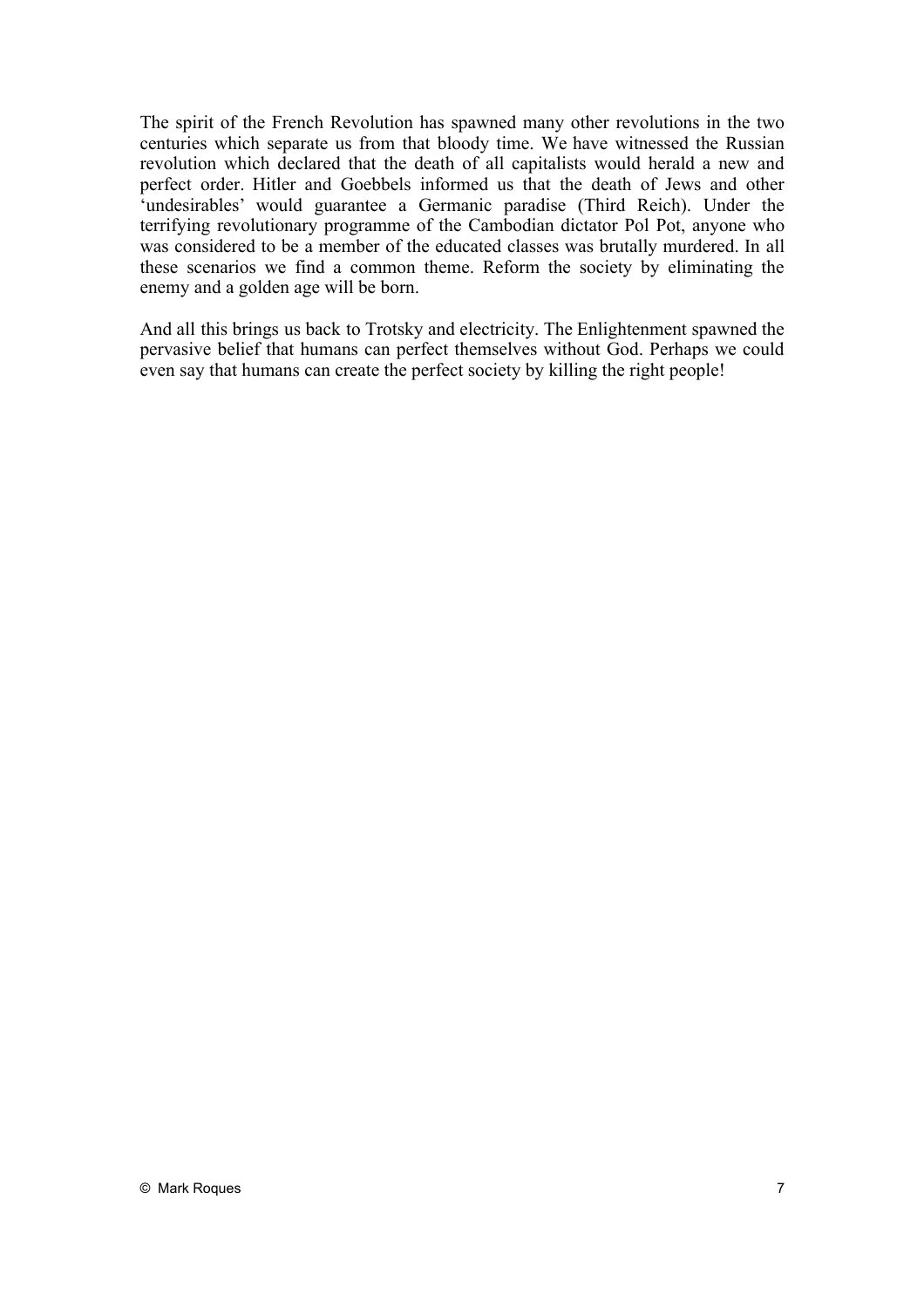The spirit of the French Revolution has spawned many other revolutions in the two centuries which separate us from that bloody time. We have witnessed the Russian revolution which declared that the death of all capitalists would herald a new and perfect order. Hitler and Goebbels informed us that the death of Jews and other 'undesirables' would guarantee a Germanic paradise (Third Reich). Under the terrifying revolutionary programme of the Cambodian dictator Pol Pot, anyone who was considered to be a member of the educated classes was brutally murdered. In all these scenarios we find a common theme. Reform the society by eliminating the enemy and a golden age will be born.

And all this brings us back to Trotsky and electricity. The Enlightenment spawned the pervasive belief that humans can perfect themselves without God. Perhaps we could even say that humans can create the perfect society by killing the right people!